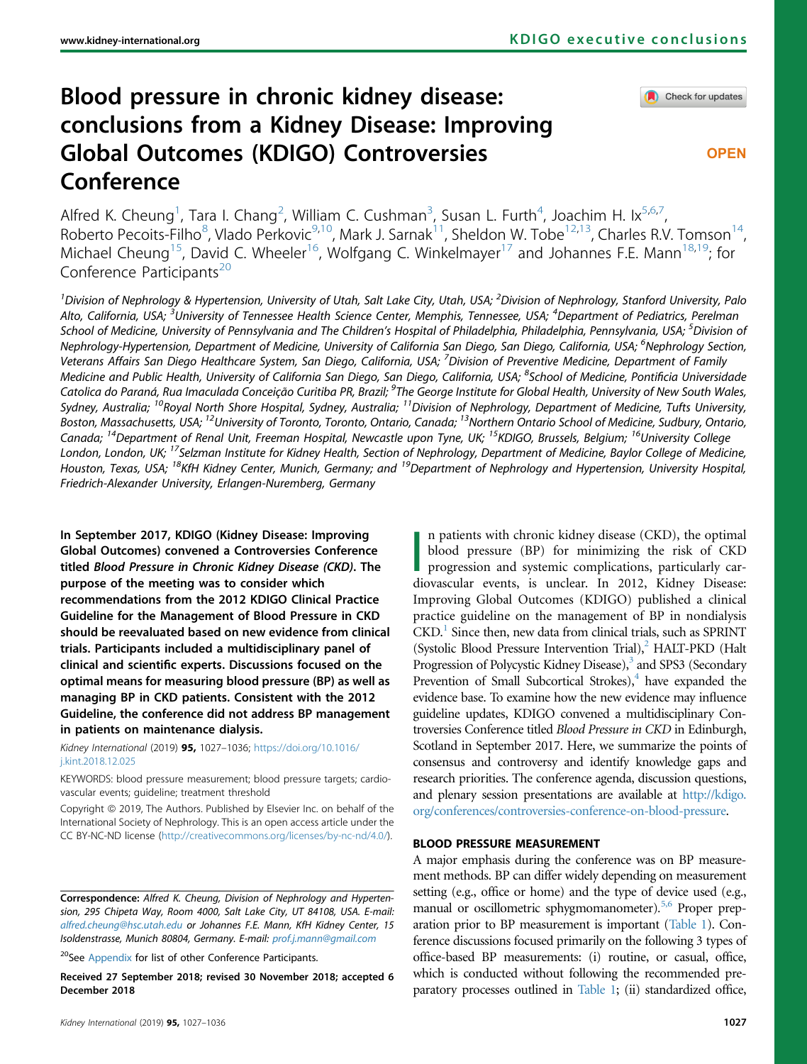# Blood pressure in chronic kidney disease: conclusions from a Kidney Disease: Improving Global Outcomes (KDIGO) Controversies Conference

Alfred K. Cheung[1], Tara I. Chang[2], William C. Cushman[3], Susan L. Furth[4], Joachim H. Ix[5,6,7], Roberto Pecoits-Filho[8], Vlado Perkovic[9,10], Mark J. Sarnak[11], Sheldon W. Tobe[12,13], Charles R.V. Tomson[14], Michael Cheung[15], David C. Wheeler[16], Wolfgang C. Winkelmayer[17] and Johannes F.E. Mann[18,19]; for Conference Participants[20]

[1]Division of Nephrology & Hypertension, University of Utah, Salt Lake City, Utah, USA; [2]Division of Nephrology, Stanford University, Palo Alto, California, USA; [3]University of Tennessee Health Science Center, Memphis, Tennessee, USA; [4]Department of Pediatrics, Perelman School of Medicine, University of Pennsylvania and The Children's Hospital of Philadelphia, Philadelphia, Pennsylvania, USA; [5]Division of Nephrology-Hypertension, Department of Medicine, University of California San Diego, San Diego, California, USA; [6]Nephrology Section, Veterans Affairs San Diego Healthcare System, San Diego, California, USA; [7]Division of Preventive Medicine, Department of Family Medicine and Public Health, University of California San Diego, San Diego, California, USA; [8]School of Medicine, Pontificia Universidade Catolica do Paraná, Rua Imaculada Conceição Curitiba PR, Brazil; [9]The George Institute for Global Health, University of New South Wales, Sydney, Australia; [10]Royal North Shore Hospital, Sydney, Australia; [11]Division of Nephrology, Department of Medicine, Tufts University, Boston, Massachusetts, USA; [12]University of Toronto, Toronto, Ontario, Canada; [13]Northern Ontario School of Medicine, Sudbury, Ontario, Canada; [14]Department of Renal Unit, Freeman Hospital, Newcastle upon Tyne, UK; [15]KDIGO, Brussels, Belgium; [16]University College London, London, UK; [17]Selzman Institute for Kidney Health, Section of Nephrology, Department of Medicine, Baylor College of Medicine, Houston, Texas, USA; [18]KfH Kidney Center, Munich, Germany; and [19]Department of Nephrology and Hypertension, University Hospital, Friedrich-Alexander University, Erlangen-Nuremberg, Germany

**In September 2017, KDIGO (Kidney Disease: Improving Global Outcomes) convened a Controversies Conference titled *Blood Pressure in Chronic Kidney Disease (CKD)*. The purpose of the meeting was to consider which recommendations from the 2012 KDIGO Clinical Practice Guideline for the Management of Blood Pressure in CKD should be reevaluated based on new evidence from clinical trials. Participants included a multidisciplinary panel of clinical and scientific experts. Discussions focused on the optimal means for measuring blood pressure (BP) as well as managing BP in CKD patients. Consistent with the 2012 Guideline, the conference did not address BP management in patients on maintenance dialysis.**

*Kidney International* (2019) **95**, 1027–1036; https://doi.org/10.1016/j.kint.2018.12.025

KEYWORDS: blood pressure measurement; blood pressure targets; cardiovascular events; guideline; treatment threshold

Copyright © 2019, The Authors. Published by Elsevier Inc. on behalf of the International Society of Nephrology. This is an open access article under the CC BY-NC-ND license (http://creativecommons.org/licenses/by-nc-nd/4.0/).

**Correspondence:** Alfred K. Cheung, Division of Nephrology and Hypertension, 295 Chipeta Way, Room 4000, Salt Lake City, UT 84108, USA. E-mail: alfred.cheung@hsc.utah.edu or Johannes F.E. Mann, KfH Kidney Center, 15 Isoldenstrasse, Munich 80804, Germany. E-mail: prof.j.mann@gmail.com

[20]See Appendix for list of other Conference Participants.

Received 27 September 2018; revised 30 November 2018; accepted 6 December 2018

In patients with chronic kidney disease (CKD), the optimal blood pressure (BP) for minimizing the risk of CKD progression and systemic complications, particularly cardiovascular events, is unclear. In 2012, Kidney Disease: Improving Global Outcomes (KDIGO) published a clinical practice guideline on the management of BP in nondialysis CKD.[1] Since then, new data from clinical trials, such as SPRINT (Systolic Blood Pressure Intervention Trial),[2] HALT-PKD (Halt Progression of Polycystic Kidney Disease),[3] and SPS3 (Secondary Prevention of Small Subcortical Strokes),[4] have expanded the evidence base. To examine how the new evidence may influence guideline updates, KDIGO convened a multidisciplinary Controversies Conference titled *Blood Pressure in CKD* in Edinburgh, Scotland in September 2017. Here, we summarize the points of consensus and controversy and identify knowledge gaps and research priorities. The conference agenda, discussion questions, and plenary session presentations are available at http://kdigo.org/conferences/controversies-conference-on-blood-pressure.

## BLOOD PRESSURE MEASUREMENT

A major emphasis during the conference was on BP measurement methods. BP can differ widely depending on measurement setting (e.g., office or home) and the type of device used (e.g., manual or oscillometric sphygmomanometer).[5,6] Proper preparation prior to BP measurement is important (Table 1). Conference discussions focused primarily on the following 3 types of office-based BP measurements: (i) routine, or casual, office, which is conducted without following the recommended preparatory processes outlined in Table 1; (ii) standardized office,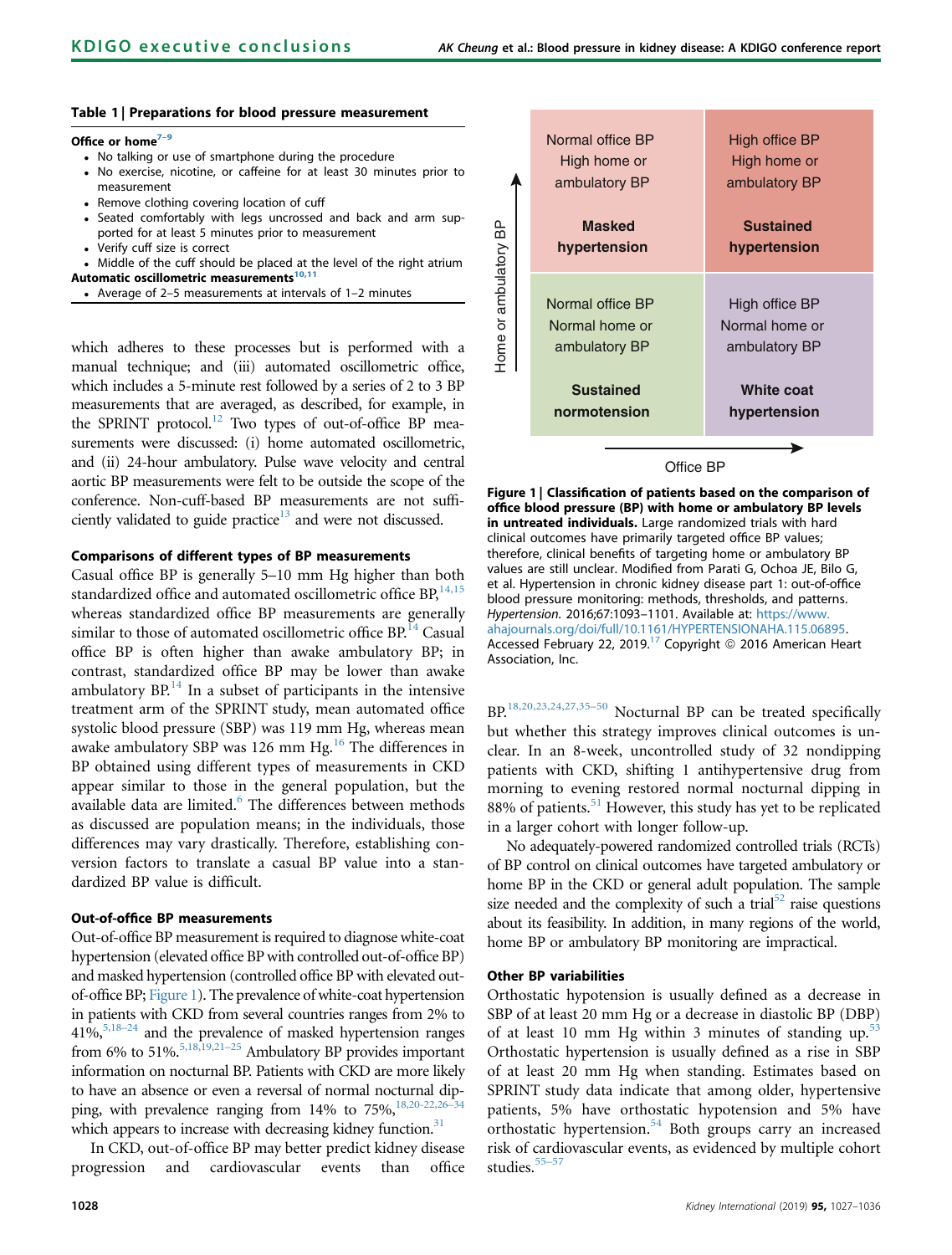**Table 1 | Preparations for blood pressure measurement**

**Office or home**[7–9]

- No talking or use of smartphone during the procedure
- No exercise, nicotine, or caffeine for at least 30 minutes prior to measurement
- Remove clothing covering location of cuff
- Seated comfortably with legs uncrossed and back and arm supported for at least 5 minutes prior to measurement
- Verify cuff size is correct
- Middle of the cuff should be placed at the level of the right atrium

**Automatic oscillometric measurements**[10,11]

- Average of 2–5 measurements at intervals of 1–2 minutes

which adheres to these processes but is performed with a manual technique; and (iii) automated oscillometric office, which includes a 5-minute rest followed by a series of 2 to 3 BP measurements that are averaged, as described, for example, in the SPRINT protocol.[12] Two types of out-of-office BP measurements were discussed: (i) home automated oscillometric, and (ii) 24-hour ambulatory. Pulse wave velocity and central aortic BP measurements were felt to be outside the scope of the conference. Non-cuff-based BP measurements are not sufficiently validated to guide practice[13] and were not discussed.

#### Comparisons of different types of BP measurements

Casual office BP is generally 5–10 mm Hg higher than both standardized office and automated oscillometric office BP,[14,15] whereas standardized office BP measurements are generally similar to those of automated oscillometric office BP.[14] Casual office BP is often higher than awake ambulatory BP; in contrast, standardized office BP may be lower than awake ambulatory BP.[14] In a subset of participants in the intensive treatment arm of the SPRINT study, mean automated office systolic blood pressure (SBP) was 119 mm Hg, whereas mean awake ambulatory SBP was 126 mm Hg.[16] The differences in BP obtained using different types of measurements in CKD appear similar to those in the general population, but the available data are limited.[6] The differences between methods as discussed are population means; in the individuals, those differences may vary drastically. Therefore, establishing conversion factors to translate a casual BP value into a standardized BP value is difficult.

#### Out-of-office BP measurements

Out-of-office BP measurement is required to diagnose white-coat hypertension (elevated office BP with controlled out-of-office BP) and masked hypertension (controlled office BP with elevated out-of-office BP; Figure 1). The prevalence of white-coat hypertension in patients with CKD from several countries ranges from 2% to 41%,[5,18–24] and the prevalence of masked hypertension ranges from 6% to 51%.[5,18,19,21–25] Ambulatory BP provides important information on nocturnal BP. Patients with CKD are more likely to have an absence or even a reversal of normal nocturnal dipping, with prevalence ranging from 14% to 75%,[18,20–22,26–34] which appears to increase with decreasing kidney function.[31]

In CKD, out-of-office BP may better predict kidney disease progression and cardiovascular events than office BP.[18,20,23,24,27,35–50] Nocturnal BP can be treated specifically but whether this strategy improves clinical outcomes is unclear. In an 8-week, uncontrolled study of 32 nondipping patients with CKD, shifting 1 antihypertensive drug from morning to evening restored normal nocturnal dipping in 88% of patients.[51] However, this study has yet to be replicated in a larger cohort with longer follow-up.

| Home or ambulatory BP ↑ / Office BP → | Normal office BP | High office BP |
|---|---|---|
| High home or ambulatory BP | Normal office BP, High home or ambulatory BP — **Masked hypertension** | High office BP, High home or ambulatory BP — **Sustained hypertension** |
| Normal home or ambulatory BP | Normal office BP, Normal home or ambulatory BP — **Sustained normotension** | High office BP, Normal home or ambulatory BP — **White coat hypertension** |

**Figure 1 | Classification of patients based on the comparison of office blood pressure (BP) with home or ambulatory BP levels in untreated individuals.** Large randomized trials with hard clinical outcomes have primarily targeted office BP values; therefore, clinical benefits of targeting home or ambulatory BP values are still unclear. Modified from Parati G, Ochoa JE, Bilo G, et al. Hypertension in chronic kidney disease part 1: out-of-office blood pressure monitoring: methods, thresholds, and patterns. *Hypertension*. 2016;67:1093–1101. Available at: https://www.ahajournals.org/doi/full/10.1161/HYPERTENSIONAHA.115.06895. Accessed February 22, 2019.[17] Copyright © 2016 American Heart Association, Inc.

No adequately-powered randomized controlled trials (RCTs) of BP control on clinical outcomes have targeted ambulatory or home BP in the CKD or general adult population. The sample size needed and the complexity of such a trial[52] raise questions about its feasibility. In addition, in many regions of the world, home BP or ambulatory BP monitoring are impractical.

#### Other BP variabilities

Orthostatic hypotension is usually defined as a decrease in SBP of at least 20 mm Hg or a decrease in diastolic BP (DBP) of at least 10 mm Hg within 3 minutes of standing up.[53] Orthostatic hypertension is usually defined as a rise in SBP of at least 20 mm Hg when standing. Estimates based on SPRINT study data indicate that among older, hypertensive patients, 5% have orthostatic hypotension and 5% have orthostatic hypertension.[54] Both groups carry an increased risk of cardiovascular events, as evidenced by multiple cohort studies.[55–57]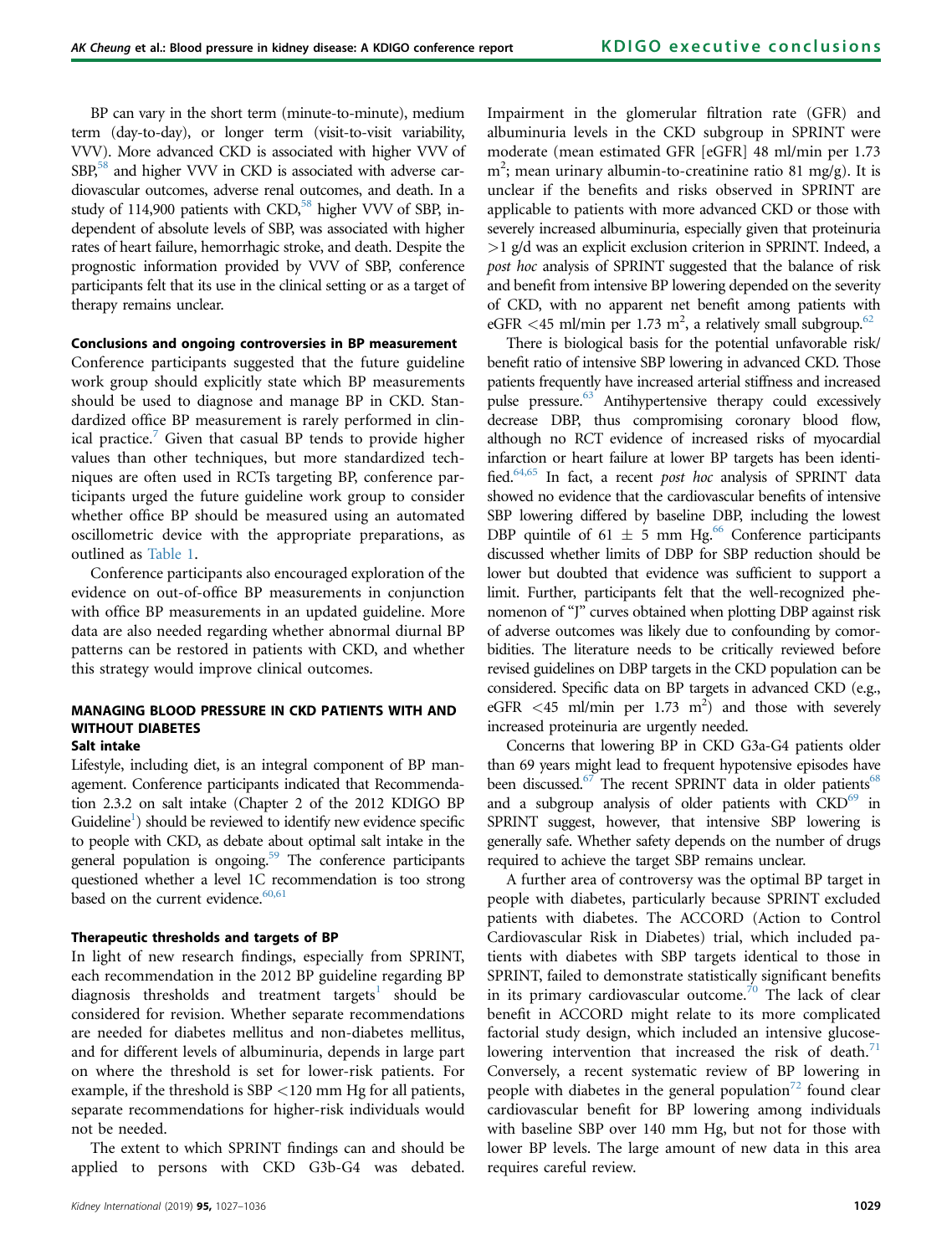BP can vary in the short term (minute-to-minute), medium term (day-to-day), or longer term (visit-to-visit variability, VVV). More advanced CKD is associated with higher VVV of SBP,[58] and higher VVV in CKD is associated with adverse cardiovascular outcomes, adverse renal outcomes, and death. In a study of 114,900 patients with CKD,[58] higher VVV of SBP, independent of absolute levels of SBP, was associated with higher rates of heart failure, hemorrhagic stroke, and death. Despite the prognostic information provided by VVV of SBP, conference participants felt that its use in the clinical setting or as a target of therapy remains unclear.

#### Conclusions and ongoing controversies in BP measurement

Conference participants suggested that the future guideline work group should explicitly state which BP measurements should be used to diagnose and manage BP in CKD. Standardized office BP measurement is rarely performed in clinical practice.[7] Given that casual BP tends to provide higher values than other techniques, but more standardized techniques are often used in RCTs targeting BP, conference participants urged the future guideline work group to consider whether office BP should be measured using an automated oscillometric device with the appropriate preparations, as outlined as Table 1.

Conference participants also encouraged exploration of the evidence on out-of-office BP measurements in conjunction with office BP measurements in an updated guideline. More data are also needed regarding whether abnormal diurnal BP patterns can be restored in patients with CKD, and whether this strategy would improve clinical outcomes.

## MANAGING BLOOD PRESSURE IN CKD PATIENTS WITH AND WITHOUT DIABETES

#### Salt intake

Lifestyle, including diet, is an integral component of BP management. Conference participants indicated that Recommendation 2.3.2 on salt intake (Chapter 2 of the 2012 KDIGO BP Guideline[1]) should be reviewed to identify new evidence specific to people with CKD, as debate about optimal salt intake in the general population is ongoing.[59] The conference participants questioned whether a level 1C recommendation is too strong based on the current evidence.[60,61]

#### Therapeutic thresholds and targets of BP

In light of new research findings, especially from SPRINT, each recommendation in the 2012 BP guideline regarding BP diagnosis thresholds and treatment targets[1] should be considered for revision. Whether separate recommendations are needed for diabetes mellitus and non-diabetes mellitus, and for different levels of albuminuria, depends in large part on where the threshold is set for lower-risk patients. For example, if the threshold is SBP <120 mm Hg for all patients, separate recommendations for higher-risk individuals would not be needed.

The extent to which SPRINT findings can and should be applied to persons with CKD G3b-G4 was debated. Impairment in the glomerular filtration rate (GFR) and albuminuria levels in the CKD subgroup in SPRINT were moderate (mean estimated GFR [eGFR] 48 ml/min per 1.73 $m^2$; mean urinary albumin-to-creatinine ratio 81 mg/g). It is unclear if the benefits and risks observed in SPRINT are applicable to patients with more advanced CKD or those with severely increased albuminuria, especially given that proteinuria >1 g/d was an explicit exclusion criterion in SPRINT. Indeed, a *post hoc* analysis of SPRINT suggested that the balance of risk and benefit from intensive BP lowering depended on the severity of CKD, with no apparent net benefit among patients with eGFR <45 ml/min per 1.73 $m^2$, a relatively small subgroup.[62]

There is biological basis for the potential unfavorable risk/benefit ratio of intensive SBP lowering in advanced CKD. Those patients frequently have increased arterial stiffness and increased pulse pressure.[63] Antihypertensive therapy could excessively decrease DBP, thus compromising coronary blood flow, although no RCT evidence of increased risks of myocardial infarction or heart failure at lower BP targets has been identified.[64,65] In fact, a recent *post hoc* analysis of SPRINT data showed no evidence that the cardiovascular benefits of intensive SBP lowering differed by baseline DBP, including the lowest DBP quintile of 61 ± 5 mm Hg.[66] Conference participants discussed whether limits of DBP for SBP reduction should be lower but doubted that evidence was sufficient to support a limit. Further, participants felt that the well-recognized phenomenon of "J" curves obtained when plotting DBP against risk of adverse outcomes was likely due to confounding by comorbidities. The literature needs to be critically reviewed before revised guidelines on DBP targets in the CKD population can be considered. Specific data on BP targets in advanced CKD (e.g., eGFR <45 ml/min per 1.73 $m^2$) and those with severely increased proteinuria are urgently needed.

Concerns that lowering BP in CKD G3a-G4 patients older than 69 years might lead to frequent hypotensive episodes have been discussed.[67] The recent SPRINT data in older patients[68] and a subgroup analysis of older patients with CKD[69] in SPRINT suggest, however, that intensive SBP lowering is generally safe. Whether safety depends on the number of drugs required to achieve the target SBP remains unclear.

A further area of controversy was the optimal BP target in people with diabetes, particularly because SPRINT excluded patients with diabetes. The ACCORD (Action to Control Cardiovascular Risk in Diabetes) trial, which included patients with diabetes with SBP targets identical to those in SPRINT, failed to demonstrate statistically significant benefits in its primary cardiovascular outcome.[70] The lack of clear benefit in ACCORD might relate to its more complicated factorial study design, which included an intensive glucose-lowering intervention that increased the risk of death.[71] Conversely, a recent systematic review of BP lowering in people with diabetes in the general population[72] found clear cardiovascular benefit for BP lowering among individuals with baseline SBP over 140 mm Hg, but not for those with lower BP levels. The large amount of new data in this area requires careful review.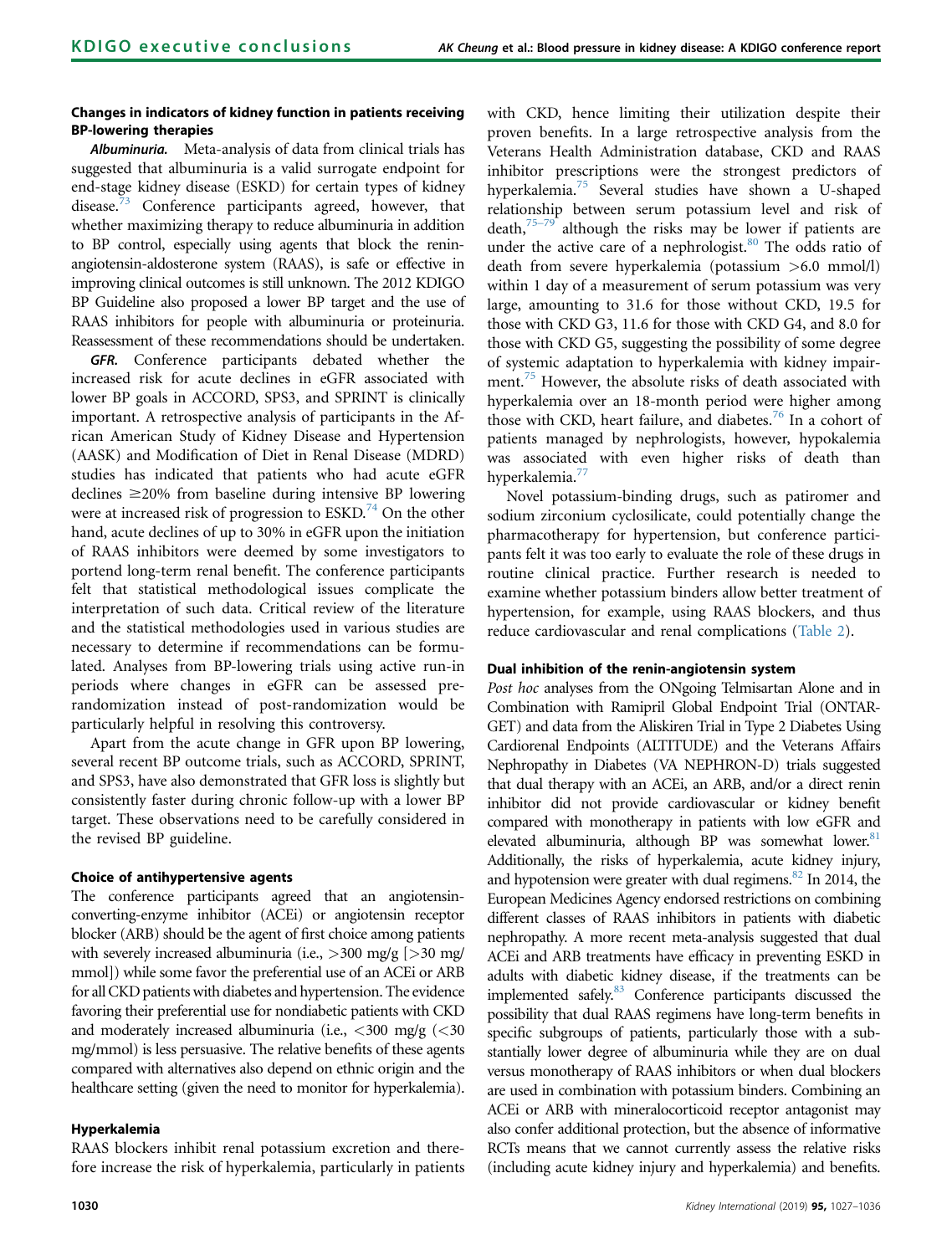### Changes in indicators of kidney function in patients receiving BP-lowering therapies

***Albuminuria.*** Meta-analysis of data from clinical trials has suggested that albuminuria is a valid surrogate endpoint for end-stage kidney disease (ESKD) for certain types of kidney disease.[73] Conference participants agreed, however, that whether maximizing therapy to reduce albuminuria in addition to BP control, especially using agents that block the renin-angiotensin-aldosterone system (RAAS), is safe or effective in improving clinical outcomes is still unknown. The 2012 KDIGO BP Guideline also proposed a lower BP target and the use of RAAS inhibitors for people with albuminuria or proteinuria. Reassessment of these recommendations should be undertaken.

***GFR.*** Conference participants debated whether the increased risk for acute declines in eGFR associated with lower BP goals in ACCORD, SPS3, and SPRINT is clinically important. A retrospective analysis of participants in the African American Study of Kidney Disease and Hypertension (AASK) and Modification of Diet in Renal Disease (MDRD) studies has indicated that patients who had acute eGFR declines ≥20% from baseline during intensive BP lowering were at increased risk of progression to ESKD.[74] On the other hand, acute declines of up to 30% in eGFR upon the initiation of RAAS inhibitors were deemed by some investigators to portend long-term renal benefit. The conference participants felt that statistical methodological issues complicate the interpretation of such data. Critical review of the literature and the statistical methodologies used in various studies are necessary to determine if recommendations can be formulated. Analyses from BP-lowering trials using active run-in periods where changes in eGFR can be assessed pre-randomization instead of post-randomization would be particularly helpful in resolving this controversy.

Apart from the acute change in GFR upon BP lowering, several recent BP outcome trials, such as ACCORD, SPRINT, and SPS3, have also demonstrated that GFR loss is slightly but consistently faster during chronic follow-up with a lower BP target. These observations need to be carefully considered in the revised BP guideline.

### Choice of antihypertensive agents

The conference participants agreed that an angiotensin-converting-enzyme inhibitor (ACEi) or angiotensin receptor blocker (ARB) should be the agent of first choice among patients with severely increased albuminuria (i.e., >300 mg/g [>30 mg/mmol]) while some favor the preferential use of an ACEi or ARB for all CKD patients with diabetes and hypertension. The evidence favoring their preferential use for nondiabetic patients with CKD and moderately increased albuminuria (i.e., <300 mg/g (<30 mg/mmol) is less persuasive. The relative benefits of these agents compared with alternatives also depend on ethnic origin and the healthcare setting (given the need to monitor for hyperkalemia).

### Hyperkalemia

RAAS blockers inhibit renal potassium excretion and therefore increase the risk of hyperkalemia, particularly in patients with CKD, hence limiting their utilization despite their proven benefits. In a large retrospective analysis from the Veterans Health Administration database, CKD and RAAS inhibitor prescriptions were the strongest predictors of hyperkalemia.[75] Several studies have shown a U-shaped relationship between serum potassium level and risk of death,[75–79] although the risks may be lower if patients are under the active care of a nephrologist.[80] The odds ratio of death from severe hyperkalemia (potassium >6.0 mmol/l) within 1 day of a measurement of serum potassium was very large, amounting to 31.6 for those without CKD, 19.5 for those with CKD G3, 11.6 for those with CKD G4, and 8.0 for those with CKD G5, suggesting the possibility of some degree of systemic adaptation to hyperkalemia with kidney impairment.[75] However, the absolute risks of death associated with hyperkalemia over an 18-month period were higher among those with CKD, heart failure, and diabetes.[76] In a cohort of patients managed by nephrologists, however, hypokalemia was associated with even higher risks of death than hyperkalemia.[77]

Novel potassium-binding drugs, such as patiromer and sodium zirconium cyclosilicate, could potentially change the pharmacotherapy for hypertension, but conference participants felt it was too early to evaluate the role of these drugs in routine clinical practice. Further research is needed to examine whether potassium binders allow better treatment of hypertension, for example, using RAAS blockers, and thus reduce cardiovascular and renal complications (Table 2).

### Dual inhibition of the renin-angiotensin system

*Post hoc* analyses from the ONgoing Telmisartan Alone and in Combination with Ramipril Global Endpoint Trial (ONTARGET) and data from the Aliskiren Trial in Type 2 Diabetes Using Cardiorenal Endpoints (ALTITUDE) and the Veterans Affairs Nephropathy in Diabetes (VA NEPHRON-D) trials suggested that dual therapy with an ACEi, an ARB, and/or a direct renin inhibitor did not provide cardiovascular or kidney benefit compared with monotherapy in patients with low eGFR and elevated albuminuria, although BP was somewhat lower.[81] Additionally, the risks of hyperkalemia, acute kidney injury, and hypotension were greater with dual regimens.[82] In 2014, the European Medicines Agency endorsed restrictions on combining different classes of RAAS inhibitors in patients with diabetic nephropathy. A more recent meta-analysis suggested that dual ACEi and ARB treatments have efficacy in preventing ESKD in adults with diabetic kidney disease, if the treatments can be implemented safely.[83] Conference participants discussed the possibility that dual RAAS regimens have long-term benefits in specific subgroups of patients, particularly those with a substantially lower degree of albuminuria while they are on dual versus monotherapy of RAAS inhibitors or when dual blockers are used in combination with potassium binders. Combining an ACEi or ARB with mineralocorticoid receptor antagonist may also confer additional protection, but the absence of informative RCTs means that we cannot currently assess the relative risks (including acute kidney injury and hyperkalemia) and benefits.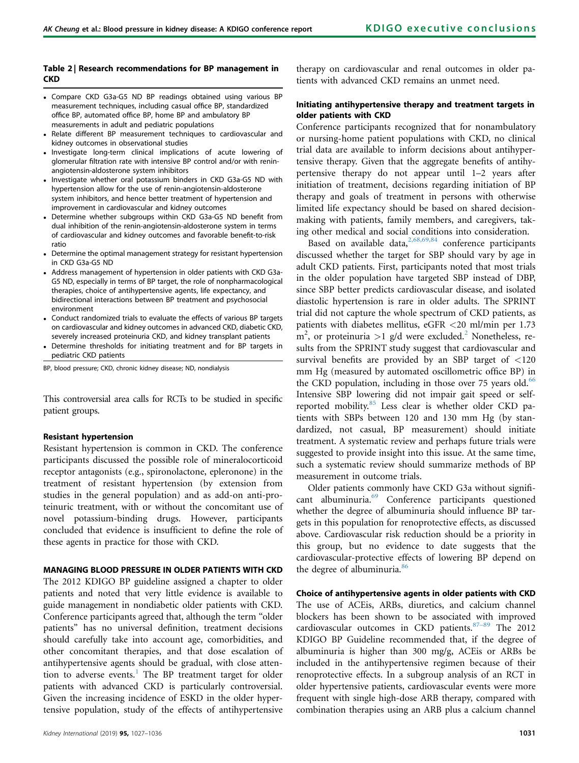**Table 2 | Research recommendations for BP management in CKD**

- Compare CKD G3a-G5 ND BP readings obtained using various BP measurement techniques, including casual office BP, standardized office BP, automated office BP, home BP and ambulatory BP measurements in adult and pediatric populations
- Relate different BP measurement techniques to cardiovascular and kidney outcomes in observational studies
- Investigate long-term clinical implications of acute lowering of glomerular filtration rate with intensive BP control and/or with renin-angiotensin-aldosterone system inhibitors
- Investigate whether oral potassium binders in CKD G3a-G5 ND with hypertension allow for the use of renin-angiotensin-aldosterone system inhibitors, and hence better treatment of hypertension and improvement in cardiovascular and kidney outcomes
- Determine whether subgroups within CKD G3a-G5 ND benefit from dual inhibition of the renin-angiotensin-aldosterone system in terms of cardiovascular and kidney outcomes and favorable benefit-to-risk ratio
- Determine the optimal management strategy for resistant hypertension in CKD G3a-G5 ND
- Address management of hypertension in older patients with CKD G3a-G5 ND, especially in terms of BP target, the role of nonpharmacological therapies, choice of antihypertensive agents, life expectancy, and bidirectional interactions between BP treatment and psychosocial environment
- Conduct randomized trials to evaluate the effects of various BP targets on cardiovascular and kidney outcomes in advanced CKD, diabetic CKD, severely increased proteinuria CKD, and kidney transplant patients
- Determine thresholds for initiating treatment and for BP targets in pediatric CKD patients

BP, blood pressure; CKD, chronic kidney disease; ND, nondialysis

This controversial area calls for RCTs to be studied in specific patient groups.

#### Resistant hypertension

Resistant hypertension is common in CKD. The conference participants discussed the possible role of mineralocorticoid receptor antagonists (e.g., spironolactone, eplerenone) in the treatment of resistant hypertension (by extension from studies in the general population) and as add-on anti-proteinuric treatment, with or without the concomitant use of novel potassium-binding drugs. However, participants concluded that evidence is insufficient to define the role of these agents in practice for those with CKD.

### MANAGING BLOOD PRESSURE IN OLDER PATIENTS WITH CKD

The 2012 KDIGO BP guideline assigned a chapter to older patients and noted that very little evidence is available to guide management in nondiabetic older patients with CKD. Conference participants agreed that, although the term "older patients" has no universal definition, treatment decisions should carefully take into account age, comorbidities, and other concomitant therapies, and that dose escalation of antihypertensive agents should be gradual, with close attention to adverse events.[1] The BP treatment target for older patients with advanced CKD is particularly controversial. Given the increasing incidence of ESKD in the older hypertensive population, study of the effects of antihypertensive therapy on cardiovascular and renal outcomes in older patients with advanced CKD remains an unmet need.

#### Initiating antihypertensive therapy and treatment targets in older patients with CKD

Conference participants recognized that for nonambulatory or nursing-home patient populations with CKD, no clinical trial data are available to inform decisions about antihypertensive therapy. Given that the aggregate benefits of antihypertensive therapy do not appear until 1–2 years after initiation of treatment, decisions regarding initiation of BP therapy and goals of treatment in persons with otherwise limited life expectancy should be based on shared decision-making with patients, family members, and caregivers, taking other medical and social conditions into consideration.

Based on available data,[2,68,69,84] conference participants discussed whether the target for SBP should vary by age in adult CKD patients. First, participants noted that most trials in the older population have targeted SBP instead of DBP, since SBP better predicts cardiovascular disease, and isolated diastolic hypertension is rare in older adults. The SPRINT trial did not capture the whole spectrum of CKD patients, as patients with diabetes mellitus, eGFR <20 ml/min per 1.73 $m^2$, or proteinuria >1 g/d were excluded.[2] Nonetheless, results from the SPRINT study suggest that cardiovascular and survival benefits are provided by an SBP target of <120 mm Hg (measured by automated oscillometric office BP) in the CKD population, including in those over 75 years old.[66] Intensive SBP lowering did not impair gait speed or self-reported mobility.[85] Less clear is whether older CKD patients with SBPs between 120 and 130 mm Hg (by standardized, not casual, BP measurement) should initiate treatment. A systematic review and perhaps future trials were suggested to provide insight into this issue. At the same time, such a systematic review should summarize methods of BP measurement in outcome trials.

Older patients commonly have CKD G3a without significant albuminuria.[69] Conference participants questioned whether the degree of albuminuria should influence BP targets in this population for renoprotective effects, as discussed above. Cardiovascular risk reduction should be a priority in this group, but no evidence to date suggests that the cardiovascular-protective effects of lowering BP depend on the degree of albuminuria.[86]

#### Choice of antihypertensive agents in older patients with CKD

The use of ACEis, ARBs, diuretics, and calcium channel blockers has been shown to be associated with improved cardiovascular outcomes in CKD patients.[87–89] The 2012 KDIGO BP Guideline recommended that, if the degree of albuminuria is higher than 300 mg/g, ACEis or ARBs be included in the antihypertensive regimen because of their renoprotective effects. In a subgroup analysis of an RCT in older hypertensive patients, cardiovascular events were more frequent with single high-dose ARB therapy, compared with combination therapies using an ARB plus a calcium channel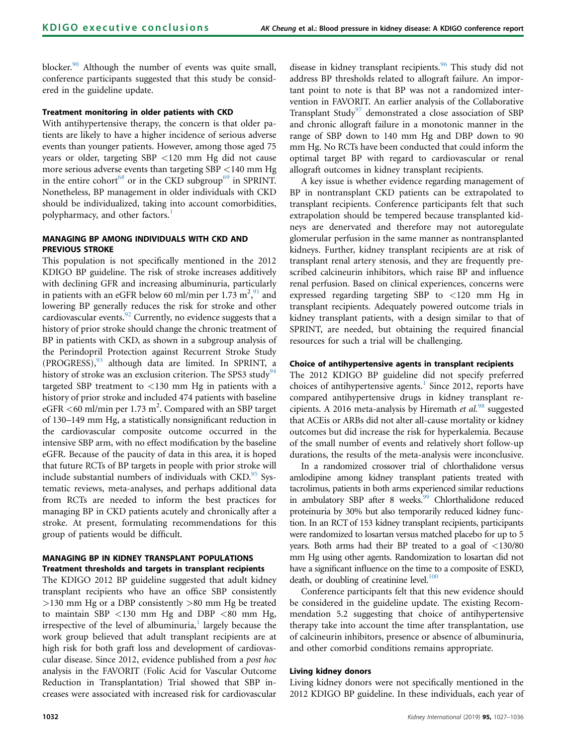blocker.[90] Although the number of events was quite small, conference participants suggested that this study be considered in the guideline update.

### Treatment monitoring in older patients with CKD

With antihypertensive therapy, the concern is that older patients are likely to have a higher incidence of serious adverse events than younger patients. However, among those aged 75 years or older, targeting SBP <120 mm Hg did not cause more serious adverse events than targeting SBP <140 mm Hg in the entire cohort[68] or in the CKD subgroup[69] in SPRINT. Nonetheless, BP management in older individuals with CKD should be individualized, taking into account comorbidities, polypharmacy, and other factors.[1]

## MANAGING BP AMONG INDIVIDUALS WITH CKD AND PREVIOUS STROKE

This population is not specifically mentioned in the 2012 KDIGO BP guideline. The risk of stroke increases additively with declining GFR and increasing albuminuria, particularly in patients with an eGFR below 60 ml/min per 1.73 $m^2$,[91] and lowering BP generally reduces the risk for stroke and other cardiovascular events.[92] Currently, no evidence suggests that a history of prior stroke should change the chronic treatment of BP in patients with CKD, as shown in a subgroup analysis of the Perindopril Protection against Recurrent Stroke Study (PROGRESS),[93] although data are limited. In SPRINT, a history of stroke was an exclusion criterion. The SPS3 study[94] targeted SBP treatment to <130 mm Hg in patients with a history of prior stroke and included 474 patients with baseline eGFR <60 ml/min per 1.73 $m^2$. Compared with an SBP target of 130–149 mm Hg, a statistically nonsignificant reduction in the cardiovascular composite outcome occurred in the intensive SBP arm, with no effect modification by the baseline eGFR. Because of the paucity of data in this area, it is hoped that future RCTs of BP targets in people with prior stroke will include substantial numbers of individuals with CKD.[95] Systematic reviews, meta-analyses, and perhaps additional data from RCTs are needed to inform the best practices for managing BP in CKD patients acutely and chronically after a stroke. At present, formulating recommendations for this group of patients would be difficult.

## MANAGING BP IN KIDNEY TRANSPLANT POPULATIONS

### Treatment thresholds and targets in transplant recipients

The KDIGO 2012 BP guideline suggested that adult kidney transplant recipients who have an office SBP consistently >130 mm Hg or a DBP consistently >80 mm Hg be treated to maintain SBP <130 mm Hg and DBP <80 mm Hg, irrespective of the level of albuminuria,[1] largely because the work group believed that adult transplant recipients are at high risk for both graft loss and development of cardiovascular disease. Since 2012, evidence published from a *post hoc* analysis in the FAVORIT (Folic Acid for Vascular Outcome Reduction in Transplantation) Trial showed that SBP increases were associated with increased risk for cardiovascular disease in kidney transplant recipients.[96] This study did not address BP thresholds related to allograft failure. An important point to note is that BP was not a randomized intervention in FAVORIT. An earlier analysis of the Collaborative Transplant Study[97] demonstrated a close association of SBP and chronic allograft failure in a monotonic manner in the range of SBP down to 140 mm Hg and DBP down to 90 mm Hg. No RCTs have been conducted that could inform the optimal target BP with regard to cardiovascular or renal allograft outcomes in kidney transplant recipients.

A key issue is whether evidence regarding management of BP in nontransplant CKD patients can be extrapolated to transplant recipients. Conference participants felt that such extrapolation should be tempered because transplanted kidneys are denervated and therefore may not autoregulate glomerular perfusion in the same manner as nontransplanted kidneys. Further, kidney transplant recipients are at risk of transplant renal artery stenosis, and they are frequently prescribed calcineurin inhibitors, which raise BP and influence renal perfusion. Based on clinical experiences, concerns were expressed regarding targeting SBP to <120 mm Hg in transplant recipients. Adequately powered outcome trials in kidney transplant patients, with a design similar to that of SPRINT, are needed, but obtaining the required financial resources for such a trial will be challenging.

### Choice of antihypertensive agents in transplant recipients

The 2012 KDIGO BP guideline did not specify preferred choices of antihypertensive agents.[1] Since 2012, reports have compared antihypertensive drugs in kidney transplant recipients. A 2016 meta-analysis by Hiremath *et al.*[98] suggested that ACEis or ARBs did not alter all-cause mortality or kidney outcomes but did increase the risk for hyperkalemia. Because of the small number of events and relatively short follow-up durations, the results of the meta-analysis were inconclusive.

In a randomized crossover trial of chlorthalidone versus amlodipine among kidney transplant patients treated with tacrolimus, patients in both arms experienced similar reductions in ambulatory SBP after 8 weeks.[99] Chlorthalidone reduced proteinuria by 30% but also temporarily reduced kidney function. In an RCT of 153 kidney transplant recipients, participants were randomized to losartan versus matched placebo for up to 5 years. Both arms had their BP treated to a goal of <130/80 mm Hg using other agents. Randomization to losartan did not have a significant influence on the time to a composite of ESKD, death, or doubling of creatinine level.[100]

Conference participants felt that this new evidence should be considered in the guideline update. The existing Recommendation 5.2 suggesting that choice of antihypertensive therapy take into account the time after transplantation, use of calcineurin inhibitors, presence or absence of albuminuria, and other comorbid conditions remains appropriate.

### Living kidney donors

Living kidney donors were not specifically mentioned in the 2012 KDIGO BP guideline. In these individuals, each year of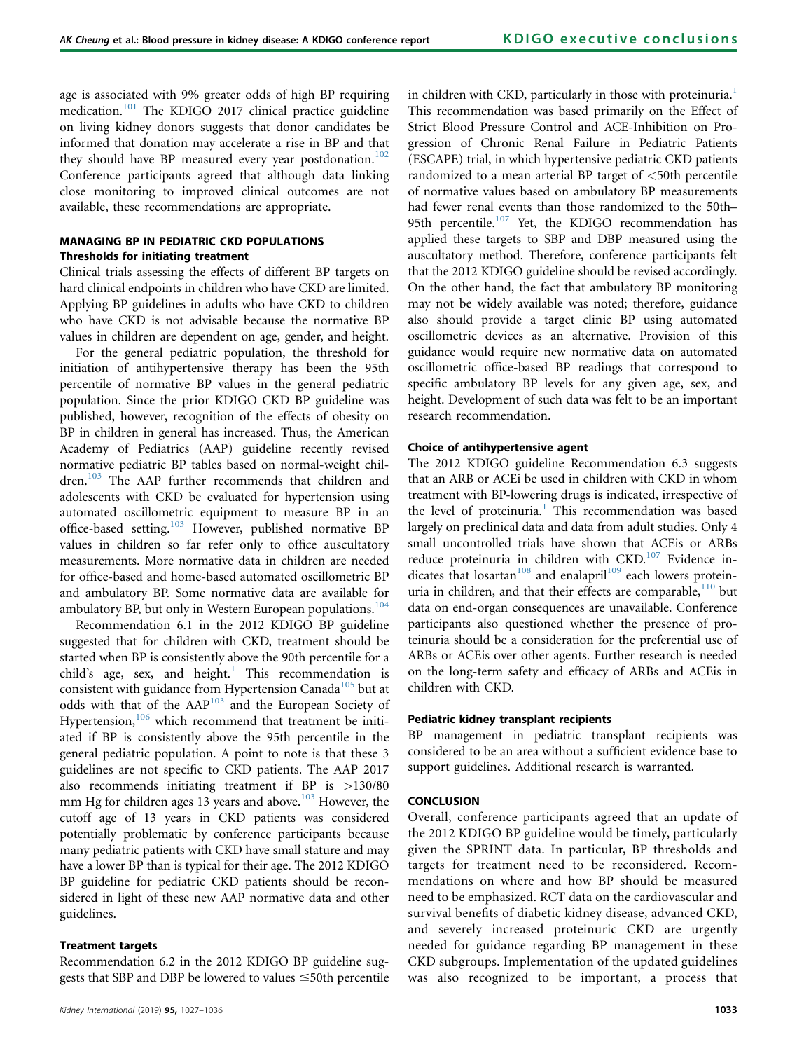age is associated with 9% greater odds of high BP requiring medication.[101] The KDIGO 2017 clinical practice guideline on living kidney donors suggests that donor candidates be informed that donation may accelerate a rise in BP and that they should have BP measured every year postdonation.[102] Conference participants agreed that although data linking close monitoring to improved clinical outcomes are not available, these recommendations are appropriate.

## MANAGING BP IN PEDIATRIC CKD POPULATIONS

### Thresholds for initiating treatment

Clinical trials assessing the effects of different BP targets on hard clinical endpoints in children who have CKD are limited. Applying BP guidelines in adults who have CKD to children who have CKD is not advisable because the normative BP values in children are dependent on age, gender, and height.

For the general pediatric population, the threshold for initiation of antihypertensive therapy has been the 95th percentile of normative BP values in the general pediatric population. Since the prior KDIGO CKD BP guideline was published, however, recognition of the effects of obesity on BP in children in general has increased. Thus, the American Academy of Pediatrics (AAP) guideline recently revised normative pediatric BP tables based on normal-weight children.[103] The AAP further recommends that children and adolescents with CKD be evaluated for hypertension using automated oscillometric equipment to measure BP in an office-based setting.[103] However, published normative BP values in children so far refer only to office auscultatory measurements. More normative data in children are needed for office-based and home-based automated oscillometric BP and ambulatory BP. Some normative data are available for ambulatory BP, but only in Western European populations.[104]

Recommendation 6.1 in the 2012 KDIGO BP guideline suggested that for children with CKD, treatment should be started when BP is consistently above the 90th percentile for a child's age, sex, and height.[1] This recommendation is consistent with guidance from Hypertension Canada[105] but at odds with that of the AAP[103] and the European Society of Hypertension,[106] which recommend that treatment be initiated if BP is consistently above the 95th percentile in the general pediatric population. A point to note is that these 3 guidelines are not specific to CKD patients. The AAP 2017 also recommends initiating treatment if BP is >130/80 mm Hg for children ages 13 years and above.[103] However, the cutoff age of 13 years in CKD patients was considered potentially problematic by conference participants because many pediatric patients with CKD have small stature and may have a lower BP than is typical for their age. The 2012 KDIGO BP guideline for pediatric CKD patients should be reconsidered in light of these new AAP normative data and other guidelines.

### Treatment targets

Recommendation 6.2 in the 2012 KDIGO BP guideline suggests that SBP and DBP be lowered to values ≤50th percentile in children with CKD, particularly in those with proteinuria.[1] This recommendation was based primarily on the Effect of Strict Blood Pressure Control and ACE-Inhibition on Progression of Chronic Renal Failure in Pediatric Patients (ESCAPE) trial, in which hypertensive pediatric CKD patients randomized to a mean arterial BP target of <50th percentile of normative values based on ambulatory BP measurements had fewer renal events than those randomized to the 50th–95th percentile.[107] Yet, the KDIGO recommendation has applied these targets to SBP and DBP measured using the auscultatory method. Therefore, conference participants felt that the 2012 KDIGO guideline should be revised accordingly. On the other hand, the fact that ambulatory BP monitoring may not be widely available was noted; therefore, guidance also should provide a target clinic BP using automated oscillometric devices as an alternative. Provision of this guidance would require new normative data on automated oscillometric office-based BP readings that correspond to specific ambulatory BP levels for any given age, sex, and height. Development of such data was felt to be an important research recommendation.

### Choice of antihypertensive agent

The 2012 KDIGO guideline Recommendation 6.3 suggests that an ARB or ACEi be used in children with CKD in whom treatment with BP-lowering drugs is indicated, irrespective of the level of proteinuria.[1] This recommendation was based largely on preclinical data and data from adult studies. Only 4 small uncontrolled trials have shown that ACEis or ARBs reduce proteinuria in children with CKD.[107] Evidence indicates that losartan[108] and enalapril[109] each lowers proteinuria in children, and that their effects are comparable,[110] but data on end-organ consequences are unavailable. Conference participants also questioned whether the presence of proteinuria should be a consideration for the preferential use of ARBs or ACEis over other agents. Further research is needed on the long-term safety and efficacy of ARBs and ACEis in children with CKD.

### Pediatric kidney transplant recipients

BP management in pediatric transplant recipients was considered to be an area without a sufficient evidence base to support guidelines. Additional research is warranted.

## CONCLUSION

Overall, conference participants agreed that an update of the 2012 KDIGO BP guideline would be timely, particularly given the SPRINT data. In particular, BP thresholds and targets for treatment need to be reconsidered. Recommendations on where and how BP should be measured need to be emphasized. RCT data on the cardiovascular and survival benefits of diabetic kidney disease, advanced CKD, and severely increased proteinuric CKD are urgently needed for guidance regarding BP management in these CKD subgroups. Implementation of the updated guidelines was also recognized to be important, a process that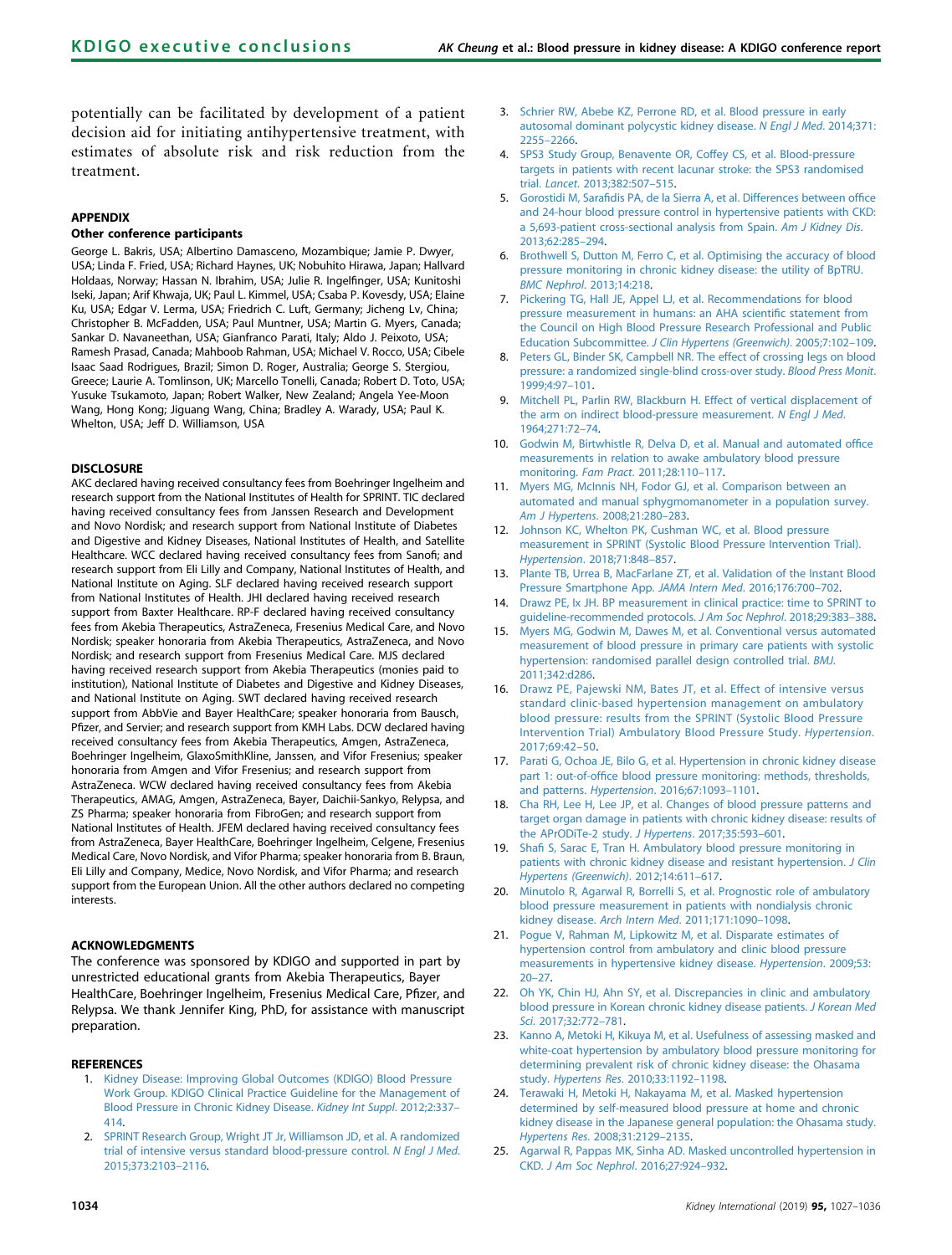potentially can be facilitated by development of a patient decision aid for initiating antihypertensive treatment, with estimates of absolute risk and risk reduction from the treatment.

## APPENDIX

### Other conference participants

George L. Bakris, USA; Albertino Damasceno, Mozambique; Jamie P. Dwyer, USA; Linda F. Fried, USA; Richard Haynes, UK; Nobuhito Hirawa, Japan; Hallvard Holdaas, Norway; Hassan N. Ibrahim, USA; Julie R. Ingelfinger, USA; Kunitoshi Iseki, Japan; Arif Khwaja, UK; Paul L. Kimmel, USA; Csaba P. Kovesdy, USA; Elaine Ku, USA; Edgar V. Lerma, USA; Friedrich C. Luft, Germany; Jicheng Lv, China; Christopher B. McFadden, USA; Paul Muntner, USA; Martin G. Myers, Canada; Sankar D. Navaneethan, USA; Gianfranco Parati, Italy; Aldo J. Peixoto, USA; Ramesh Prasad, Canada; Mahboob Rahman, USA; Michael V. Rocco, USA; Cibele Isaac Saad Rodrigues, Brazil; Simon D. Roger, Australia; George S. Stergiou, Greece; Laurie A. Tomlinson, UK; Marcello Tonelli, Canada; Robert D. Toto, USA; Yusuke Tsukamoto, Japan; Robert Walker, New Zealand; Angela Yee-Moon Wang, Hong Kong; Jiguang Wang, China; Bradley A. Warady, USA; Paul K. Whelton, USA; Jeff D. Williamson, USA

## DISCLOSURE

AKC declared having received consultancy fees from Boehringer Ingelheim and research support from the National Institutes of Health for SPRINT. TIC declared having received consultancy fees from Janssen Research and Development and Novo Nordisk; and research support from National Institute of Diabetes and Digestive and Kidney Diseases, National Institutes of Health, and Satellite Healthcare. WCC declared having received consultancy fees from Sanofi; and research support from Eli Lilly and Company, National Institutes of Health, and National Institute on Aging. SLF declared having received research support from National Institutes of Health. JHI declared having received research support from Baxter Healthcare. RP-F declared having received consultancy fees from Akebia Therapeutics, AstraZeneca, Fresenius Medical Care, and Novo Nordisk; speaker honoraria from Akebia Therapeutics, AstraZeneca, and Novo Nordisk; and research support from Fresenius Medical Care. MJS declared having received research support from Akebia Therapeutics (monies paid to institution), National Institute of Diabetes and Digestive and Kidney Diseases, and National Institute on Aging. SWT declared having received research support from AbbVie and Bayer HealthCare; speaker honoraria from Bausch, Pfizer, and Servier; and research support from KMH Labs. DCW declared having received consultancy fees from Akebia Therapeutics, Amgen, AstraZeneca, Boehringer Ingelheim, GlaxoSmithKline, Janssen, and Vifor Fresenius; speaker honoraria from Amgen and Vifor Fresenius; and research support from AstraZeneca. WCW declared having received consultancy fees from Akebia Therapeutics, AMAG, Amgen, AstraZeneca, Bayer, Daiichi-Sankyo, Relypsa, and ZS Pharma; speaker honoraria from FibroGen; and research support from National Institutes of Health. JFEM declared having received consultancy fees from AstraZeneca, Bayer HealthCare, Boehringer Ingelheim, Celgene, Fresenius Medical Care, Novo Nordisk, and Vifor Pharma; speaker honoraria from B. Braun, Eli Lilly and Company, Medice, Novo Nordisk, and Vifor Pharma; and research support from the European Union. All the other authors declared no competing interests.

## ACKNOWLEDGMENTS

The conference was sponsored by KDIGO and supported in part by unrestricted educational grants from Akebia Therapeutics, Bayer HealthCare, Boehringer Ingelheim, Fresenius Medical Care, Pfizer, and Relypsa. We thank Jennifer King, PhD, for assistance with manuscript preparation.

## REFERENCES

1. Kidney Disease: Improving Global Outcomes (KDIGO) Blood Pressure Work Group. KDIGO Clinical Practice Guideline for the Management of Blood Pressure in Chronic Kidney Disease. *Kidney Int Suppl*. 2012;2:337–414.
2. SPRINT Research Group, Wright JT Jr, Williamson JD, et al. A randomized trial of intensive versus standard blood-pressure control. *N Engl J Med*. 2015;373:2103–2116.
3. Schrier RW, Abebe KZ, Perrone RD, et al. Blood pressure in early autosomal dominant polycystic kidney disease. *N Engl J Med*. 2014;371:2255–2266.
4. SPS3 Study Group, Benavente OR, Coffey CS, et al. Blood-pressure targets in patients with recent lacunar stroke: the SPS3 randomised trial. *Lancet*. 2013;382:507–515.
5. Gorostidi M, Sarafidis PA, de la Sierra A, et al. Differences between office and 24-hour blood pressure control in hypertensive patients with CKD: a 5,693-patient cross-sectional analysis from Spain. *Am J Kidney Dis*. 2013;62:285–294.
6. Brothwell S, Dutton M, Ferro C, et al. Optimising the accuracy of blood pressure monitoring in chronic kidney disease: the utility of BpTRU. *BMC Nephrol*. 2013;14:218.
7. Pickering TG, Hall JE, Appel LJ, et al. Recommendations for blood pressure measurement in humans: an AHA scientific statement from the Council on High Blood Pressure Research Professional and Public Education Subcommittee. *J Clin Hypertens (Greenwich)*. 2005;7:102–109.
8. Peters GL, Binder SK, Campbell NR. The effect of crossing legs on blood pressure: a randomized single-blind cross-over study. *Blood Press Monit*. 1999;4:97–101.
9. Mitchell PL, Parlin RW, Blackburn H. Effect of vertical displacement of the arm on indirect blood-pressure measurement. *N Engl J Med*. 1964;271:72–74.
10. Godwin M, Birtwhistle R, Delva D, et al. Manual and automated office measurements in relation to awake ambulatory blood pressure monitoring. *Fam Pract*. 2011;28:110–117.
11. Myers MG, McInnis NH, Fodor GJ, et al. Comparison between an automated and manual sphygmomanometer in a population survey. *Am J Hypertens*. 2008;21:280–283.
12. Johnson KC, Whelton PK, Cushman WC, et al. Blood pressure measurement in SPRINT (Systolic Blood Pressure Intervention Trial). *Hypertension*. 2018;71:848–857.
13. Plante TB, Urrea B, MacFarlane ZT, et al. Validation of the Instant Blood Pressure Smartphone App. *JAMA Intern Med*. 2016;176:700–702.
14. Drawz PE, Ix JH. BP measurement in clinical practice: time to SPRINT to guideline-recommended protocols. *J Am Soc Nephrol*. 2018;29:383–388.
15. Myers MG, Godwin M, Dawes M, et al. Conventional versus automated measurement of blood pressure in primary care patients with systolic hypertension: randomised parallel design controlled trial. *BMJ*. 2011;342:d286.
16. Drawz PE, Pajewski NM, Bates JT, et al. Effect of intensive versus standard clinic-based hypertension management on ambulatory blood pressure: results from the SPRINT (Systolic Blood Pressure Intervention Trial) Ambulatory Blood Pressure Study. *Hypertension*. 2017;69:42–50.
17. Parati G, Ochoa JE, Bilo G, et al. Hypertension in chronic kidney disease part 1: out-of-office blood pressure monitoring: methods, thresholds, and patterns. *Hypertension*. 2016;67:1093–1101.
18. Cha RH, Lee H, Lee JP, et al. Changes of blood pressure patterns and target organ damage in patients with chronic kidney disease: results of the APrODiTe-2 study. *J Hypertens*. 2017;35:593–601.
19. Shafi S, Sarac E, Tran H. Ambulatory blood pressure monitoring in patients with chronic kidney disease and resistant hypertension. *J Clin Hypertens (Greenwich)*. 2012;14:611–617.
20. Minutolo R, Agarwal R, Borrelli S, et al. Prognostic role of ambulatory blood pressure measurement in patients with nondialysis chronic kidney disease. *Arch Intern Med*. 2011;171:1090–1098.
21. Pogue V, Rahman M, Lipkowitz M, et al. Disparate estimates of hypertension control from ambulatory and clinic blood pressure measurements in hypertensive kidney disease. *Hypertension*. 2009;53:20–27.
22. Oh YK, Chin HJ, Ahn SY, et al. Discrepancies in clinic and ambulatory blood pressure in Korean chronic kidney disease patients. *J Korean Med Sci*. 2017;32:772–781.
23. Kanno A, Metoki H, Kikuya M, et al. Usefulness of assessing masked and white-coat hypertension by ambulatory blood pressure monitoring for determining prevalent risk of chronic kidney disease: the Ohasama study. *Hypertens Res*. 2010;33:1192–1198.
24. Terawaki H, Metoki H, Nakayama M, et al. Masked hypertension determined by self-measured blood pressure at home and chronic kidney disease in the Japanese general population: the Ohasama study. *Hypertens Res*. 2008;31:2129–2135.
25. Agarwal R, Pappas MK, Sinha AD. Masked uncontrolled hypertension in CKD. *J Am Soc Nephrol*. 2016;27:924–932.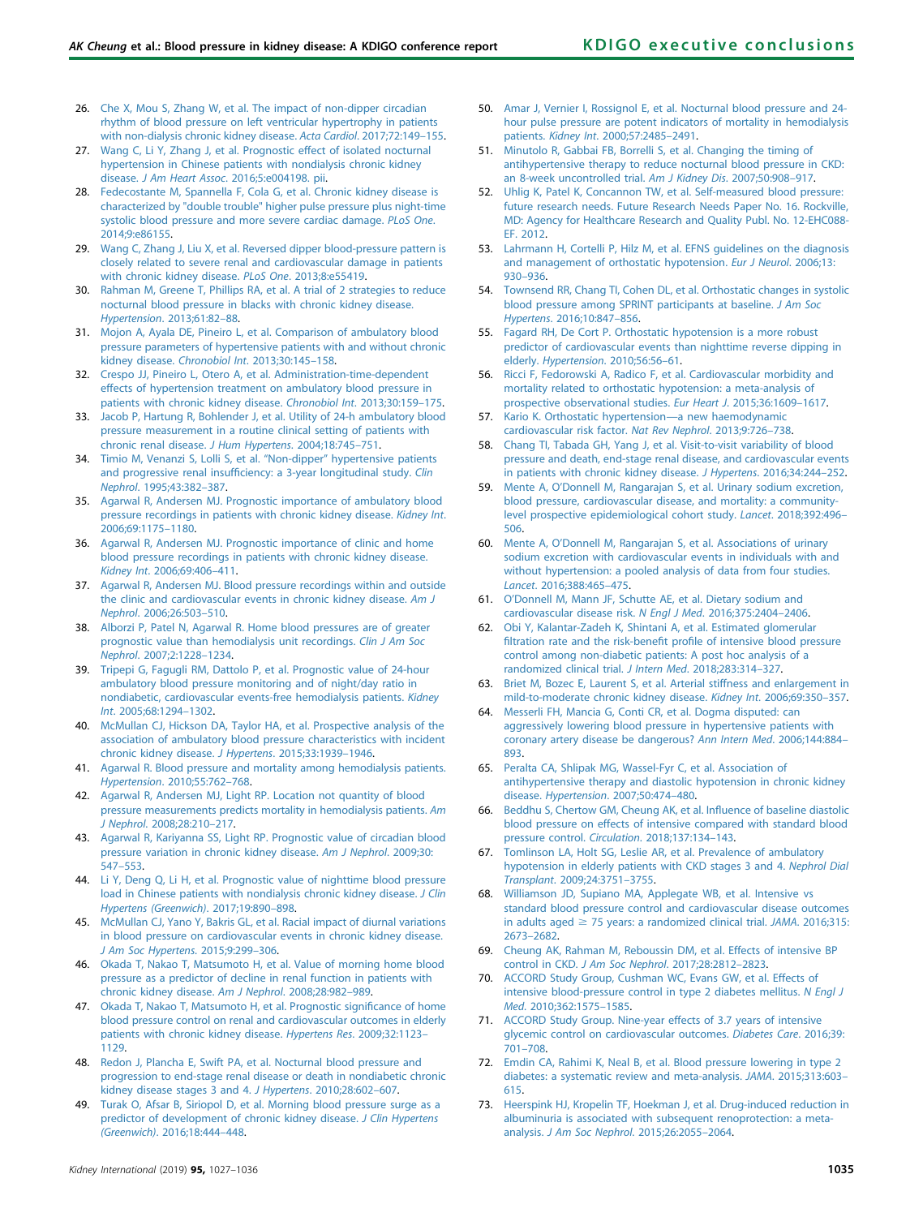26. Che X, Mou S, Zhang W, et al. The impact of non-dipper circadian rhythm of blood pressure on left ventricular hypertrophy in patients with non-dialysis chronic kidney disease. *Acta Cardiol*. 2017;72:149–155.
27. Wang C, Li Y, Zhang J, et al. Prognostic effect of isolated nocturnal hypertension in Chinese patients with nondialysis chronic kidney disease. *J Am Heart Assoc*. 2016;5:e004198. pii.
28. Fedecostante M, Spannella F, Cola G, et al. Chronic kidney disease is characterized by "double trouble" higher pulse pressure plus night-time systolic blood pressure and more severe cardiac damage. *PLoS One*. 2014;9:e86155.
29. Wang C, Zhang J, Liu X, et al. Reversed dipper blood-pressure pattern is closely related to severe renal and cardiovascular damage in patients with chronic kidney disease. *PLoS One*. 2013;8:e55419.
30. Rahman M, Greene T, Phillips RA, et al. A trial of 2 strategies to reduce nocturnal blood pressure in blacks with chronic kidney disease. *Hypertension*. 2013;61:82–88.
31. Mojon A, Ayala DE, Pineiro L, et al. Comparison of ambulatory blood pressure parameters of hypertensive patients with and without chronic kidney disease. *Chronobiol Int*. 2013;30:145–158.
32. Crespo JJ, Pineiro L, Otero A, et al. Administration-time-dependent effects of hypertension treatment on ambulatory blood pressure in patients with chronic kidney disease. *Chronobiol Int*. 2013;30:159–175.
33. Jacob P, Hartung R, Bohlender J, et al. Utility of 24-h ambulatory blood pressure measurement in a routine clinical setting of patients with chronic renal disease. *J Hum Hypertens*. 2004;18:745–751.
34. Timio M, Venanzi S, Lolli S, et al. "Non-dipper" hypertensive patients and progressive renal insufficiency: a 3-year longitudinal study. *Clin Nephrol*. 1995;43:382–387.
35. Agarwal R, Andersen MJ. Prognostic importance of ambulatory blood pressure recordings in patients with chronic kidney disease. *Kidney Int*. 2006;69:1175–1180.
36. Agarwal R, Andersen MJ. Prognostic importance of clinic and home blood pressure recordings in patients with chronic kidney disease. *Kidney Int*. 2006;69:406–411.
37. Agarwal R, Andersen MJ. Blood pressure recordings within and outside the clinic and cardiovascular events in chronic kidney disease. *Am J Nephrol*. 2006;26:503–510.
38. Alborzi P, Patel N, Agarwal R. Home blood pressures are of greater prognostic value than hemodialysis unit recordings. *Clin J Am Soc Nephrol*. 2007;2:1228–1234.
39. Tripepi G, Fagugli RM, Dattolo P, et al. Prognostic value of 24-hour ambulatory blood pressure monitoring and of night/day ratio in nondiabetic, cardiovascular events-free hemodialysis patients. *Kidney Int*. 2005;68:1294–1302.
40. McMullan CJ, Hickson DA, Taylor HA, et al. Prospective analysis of the association of ambulatory blood pressure characteristics with incident chronic kidney disease. *J Hypertens*. 2015;33:1939–1946.
41. Agarwal R. Blood pressure and mortality among hemodialysis patients. *Hypertension*. 2010;55:762–768.
42. Agarwal R, Andersen MJ, Light RP. Location not quantity of blood pressure measurements predicts mortality in hemodialysis patients. *Am J Nephrol*. 2008;28:210–217.
43. Agarwal R, Kariyanna SS, Light RP. Prognostic value of circadian blood pressure variation in chronic kidney disease. *Am J Nephrol*. 2009;30:547–553.
44. Li Y, Deng Q, Li H, et al. Prognostic value of nighttime blood pressure load in Chinese patients with nondialysis chronic kidney disease. *J Clin Hypertens (Greenwich)*. 2017;19:890–898.
45. McMullan CJ, Yano Y, Bakris GL, et al. Racial impact of diurnal variations in blood pressure on cardiovascular events in chronic kidney disease. *J Am Soc Hypertens*. 2015;9:299–306.
46. Okada T, Nakao T, Matsumoto H, et al. Value of morning home blood pressure as a predictor of decline in renal function in patients with chronic kidney disease. *Am J Nephrol*. 2008;28:982–989.
47. Okada T, Nakao T, Matsumoto H, et al. Prognostic significance of home blood pressure control on renal and cardiovascular outcomes in elderly patients with chronic kidney disease. *Hypertens Res*. 2009;32:1123–1129.
48. Redon J, Plancha E, Swift PA, et al. Nocturnal blood pressure and progression to end-stage renal disease or death in nondiabetic chronic kidney disease stages 3 and 4. *J Hypertens*. 2010;28:602–607.
49. Turak O, Afsar B, Siriopol D, et al. Morning blood pressure surge as a predictor of development of chronic kidney disease. *J Clin Hypertens (Greenwich)*. 2016;18:444–448.
50. Amar J, Vernier I, Rossignol E, et al. Nocturnal blood pressure and 24-hour pulse pressure are potent indicators of mortality in hemodialysis patients. *Kidney Int*. 2000;57:2485–2491.
51. Minutolo R, Gabbai FB, Borrelli S, et al. Changing the timing of antihypertensive therapy to reduce nocturnal blood pressure in CKD: an 8-week uncontrolled trial. *Am J Kidney Dis*. 2007;50:908–917.
52. Uhlig K, Patel K, Concannon TW, et al. Self-measured blood pressure: future research needs. Future Research Needs Paper No. 16. Rockville, MD: Agency for Healthcare Research and Quality Publ. No. 12-EHC088-EF. 2012.
53. Lahrmann H, Cortelli P, Hilz M, et al. EFNS guidelines on the diagnosis and management of orthostatic hypotension. *Eur J Neurol*. 2006;13:930–936.
54. Townsend RR, Chang TI, Cohen DL, et al. Orthostatic changes in systolic blood pressure among SPRINT participants at baseline. *J Am Soc Hypertens*. 2016;10:847–856.
55. Fagard RH, De Cort P. Orthostatic hypotension is a more robust predictor of cardiovascular events than nighttime reverse dipping in elderly. *Hypertension*. 2010;56:56–61.
56. Ricci F, Fedorowski A, Radico F, et al. Cardiovascular morbidity and mortality related to orthostatic hypotension: a meta-analysis of prospective observational studies. *Eur Heart J*. 2015;36:1609–1617.
57. Kario K. Orthostatic hypertension—a new haemodynamic cardiovascular risk factor. *Nat Rev Nephrol*. 2013;9:726–738.
58. Chang TI, Tabada GH, Yang J, et al. Visit-to-visit variability of blood pressure and death, end-stage renal disease, and cardiovascular events in patients with chronic kidney disease. *J Hypertens*. 2016;34:244–252.
59. Mente A, O'Donnell M, Rangarajan S, et al. Urinary sodium excretion, blood pressure, cardiovascular disease, and mortality: a community-level prospective epidemiological cohort study. *Lancet*. 2018;392:496–506.
60. Mente A, O'Donnell M, Rangarajan S, et al. Associations of urinary sodium excretion with cardiovascular events in individuals with and without hypertension: a pooled analysis of data from four studies. *Lancet*. 2016;388:465–475.
61. O'Donnell M, Mann JF, Schutte AE, et al. Dietary sodium and cardiovascular disease risk. *N Engl J Med*. 2016;375:2404–2406.
62. Obi Y, Kalantar-Zadeh K, Shintani A, et al. Estimated glomerular filtration rate and the risk-benefit profile of intensive blood pressure control among non-diabetic patients: A post hoc analysis of a randomized clinical trial. *J Intern Med*. 2018;283:314–327.
63. Briet M, Bozec E, Laurent S, et al. Arterial stiffness and enlargement in mild-to-moderate chronic kidney disease. *Kidney Int*. 2006;69:350–357.
64. Messerli FH, Mancia G, Conti CR, et al. Dogma disputed: can aggressively lowering blood pressure in hypertensive patients with coronary artery disease be dangerous? *Ann Intern Med*. 2006;144:884–893.
65. Peralta CA, Shlipak MG, Wassel-Fyr C, et al. Association of antihypertensive therapy and diastolic hypotension in chronic kidney disease. *Hypertension*. 2007;50:474–480.
66. Beddhu S, Chertow GM, Cheung AK, et al. Influence of baseline diastolic blood pressure on effects of intensive compared with standard blood pressure control. *Circulation*. 2018;137:134–143.
67. Tomlinson LA, Holt SG, Leslie AR, et al. Prevalence of ambulatory hypotension in elderly patients with CKD stages 3 and 4. *Nephrol Dial Transplant*. 2009;24:3751–3755.
68. Williamson JD, Supiano MA, Applegate WB, et al. Intensive vs standard blood pressure control and cardiovascular disease outcomes in adults aged ≥ 75 years: a randomized clinical trial. *JAMA*. 2016;315:2673–2682.
69. Cheung AK, Rahman M, Reboussin DM, et al. Effects of intensive BP control in CKD. *J Am Soc Nephrol*. 2017;28:2812–2823.
70. ACCORD Study Group, Cushman WC, Evans GW, et al. Effects of intensive blood-pressure control in type 2 diabetes mellitus. *N Engl J Med*. 2010;362:1575–1585.
71. ACCORD Study Group. Nine-year effects of 3.7 years of intensive glycemic control on cardiovascular outcomes. *Diabetes Care*. 2016;39:701–708.
72. Emdin CA, Rahimi K, Neal B, et al. Blood pressure lowering in type 2 diabetes: a systematic review and meta-analysis. *JAMA*. 2015;313:603–615.
73. Heerspink HJ, Kropelin TF, Hoekman J, et al. Drug-induced reduction in albuminuria is associated with subsequent renoprotection: a meta-analysis. *J Am Soc Nephrol*. 2015;26:2055–2064.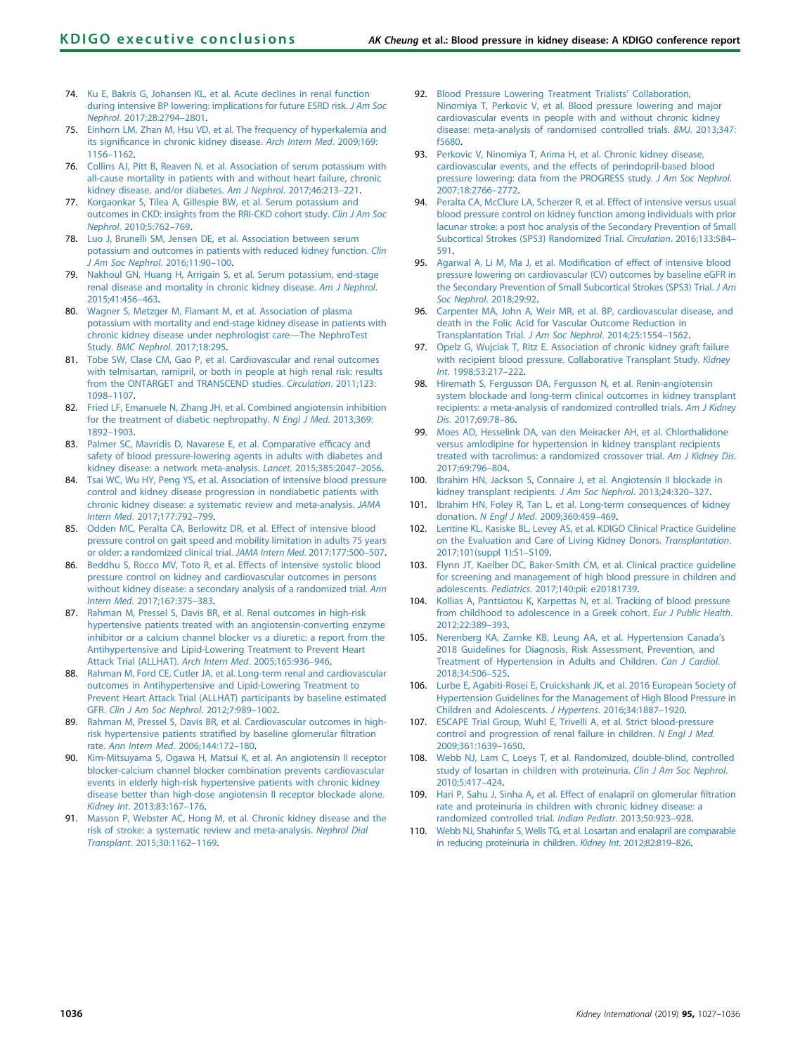74. Ku E, Bakris G, Johansen KL, et al. Acute declines in renal function during intensive BP lowering: implications for future ESRD risk. *J Am Soc Nephrol*. 2017;28:2794–2801.
75. Einhorn LM, Zhan M, Hsu VD, et al. The frequency of hyperkalemia and its significance in chronic kidney disease. *Arch Intern Med*. 2009;169:1156–1162.
76. Collins AJ, Pitt B, Reaven N, et al. Association of serum potassium with all-cause mortality in patients with and without heart failure, chronic kidney disease, and/or diabetes. *Am J Nephrol*. 2017;46:213–221.
77. Korgaonkar S, Tilea A, Gillespie BW, et al. Serum potassium and outcomes in CKD: insights from the RRI-CKD cohort study. *Clin J Am Soc Nephrol*. 2010;5:762–769.
78. Luo J, Brunelli SM, Jensen DE, et al. Association between serum potassium and outcomes in patients with reduced kidney function. *Clin J Am Soc Nephrol*. 2016;11:90–100.
79. Nakhoul GN, Huang H, Arrigain S, et al. Serum potassium, end-stage renal disease and mortality in chronic kidney disease. *Am J Nephrol*. 2015;41:456–463.
80. Wagner S, Metzger M, Flamant M, et al. Association of plasma potassium with mortality and end-stage kidney disease in patients with chronic kidney disease under nephrologist care—The NephroTest Study. *BMC Nephrol*. 2017;18:295.
81. Tobe SW, Clase CM, Gao P, et al. Cardiovascular and renal outcomes with telmisartan, ramipril, or both in people at high renal risk: results from the ONTARGET and TRANSCEND studies. *Circulation*. 2011;123:1098–1107.
82. Fried LF, Emanuele N, Zhang JH, et al. Combined angiotensin inhibition for the treatment of diabetic nephropathy. *N Engl J Med*. 2013;369:1892–1903.
83. Palmer SC, Mavridis D, Navarese E, et al. Comparative efficacy and safety of blood pressure-lowering agents in adults with diabetes and kidney disease: a network meta-analysis. *Lancet*. 2015;385:2047–2056.
84. Tsai WC, Wu HY, Peng YS, et al. Association of intensive blood pressure control and kidney disease progression in nondiabetic patients with chronic kidney disease: a systematic review and meta-analysis. *JAMA Intern Med*. 2017;177:792–799.
85. Odden MC, Peralta CA, Berlowitz DR, et al. Effect of intensive blood pressure control on gait speed and mobility limitation in adults 75 years or older: a randomized clinical trial. *JAMA Intern Med*. 2017;177:500–507.
86. Beddhu S, Rocco MV, Toto R, et al. Effects of intensive systolic blood pressure control on kidney and cardiovascular outcomes in persons without kidney disease: a secondary analysis of a randomized trial. *Ann Intern Med*. 2017;167:375–383.
87. Rahman M, Pressel S, Davis BR, et al. Renal outcomes in high-risk hypertensive patients treated with an angiotensin-converting enzyme inhibitor or a calcium channel blocker vs a diuretic: a report from the Antihypertensive and Lipid-Lowering Treatment to Prevent Heart Attack Trial (ALLHAT). *Arch Intern Med*. 2005;165:936–946.
88. Rahman M, Ford CE, Cutler JA, et al. Long-term renal and cardiovascular outcomes in Antihypertensive and Lipid-Lowering Treatment to Prevent Heart Attack Trial (ALLHAT) participants by baseline estimated GFR. *Clin J Am Soc Nephrol*. 2012;7:989–1002.
89. Rahman M, Pressel S, Davis BR, et al. Cardiovascular outcomes in high-risk hypertensive patients stratified by baseline glomerular filtration rate. *Ann Intern Med*. 2006;144:172–180.
90. Kim-Mitsuyama S, Ogawa H, Matsui K, et al. An angiotensin II receptor blocker-calcium channel blocker combination prevents cardiovascular events in elderly high-risk hypertensive patients with chronic kidney disease better than high-dose angiotensin II receptor blockade alone. *Kidney Int*. 2013;83:167–176.
91. Masson P, Webster AC, Hong M, et al. Chronic kidney disease and the risk of stroke: a systematic review and meta-analysis. *Nephrol Dial Transplant*. 2015;30:1162–1169.
92. Blood Pressure Lowering Treatment Trialists' Collaboration, Ninomiya T, Perkovic V, et al. Blood pressure lowering and major cardiovascular events in people with and without chronic kidney disease: meta-analysis of randomised controlled trials. *BMJ*. 2013;347:f5680.
93. Perkovic V, Ninomiya T, Arima H, et al. Chronic kidney disease, cardiovascular events, and the effects of perindopril-based blood pressure lowering: data from the PROGRESS study. *J Am Soc Nephrol*. 2007;18:2766–2772.
94. Peralta CA, McClure LA, Scherzer R, et al. Effect of intensive versus usual blood pressure control on kidney function among individuals with prior lacunar stroke: a post hoc analysis of the Secondary Prevention of Small Subcortical Strokes (SPS3) Randomized Trial. *Circulation*. 2016;133:584–591.
95. Agarwal A, Li M, Ma J, et al. Modification of effect of intensive blood pressure lowering on cardiovascular (CV) outcomes by baseline eGFR in the Secondary Prevention of Small Subcortical Strokes (SPS3) Trial. *J Am Soc Nephrol*. 2018;29:92.
96. Carpenter MA, John A, Weir MR, et al. BP, cardiovascular disease, and death in the Folic Acid for Vascular Outcome Reduction in Transplantation Trial. *J Am Soc Nephrol*. 2014;25:1554–1562.
97. Opelz G, Wujciak T, Ritz E. Association of chronic kidney graft failure with recipient blood pressure. Collaborative Transplant Study. *Kidney Int*. 1998;53:217–222.
98. Hiremath S, Fergusson DA, Fergusson N, et al. Renin-angiotensin system blockade and long-term clinical outcomes in kidney transplant recipients: a meta-analysis of randomized controlled trials. *Am J Kidney Dis*. 2017;69:78–86.
99. Moes AD, Hesselink DA, van den Meiracker AH, et al. Chlorthalidone versus amlodipine for hypertension in kidney transplant recipients treated with tacrolimus: a randomized crossover trial. *Am J Kidney Dis*. 2017;69:796–804.
100. Ibrahim HN, Jackson S, Connaire J, et al. Angiotensin II blockade in kidney transplant recipients. *J Am Soc Nephrol*. 2013;24:320–327.
101. Ibrahim HN, Foley R, Tan L, et al. Long-term consequences of kidney donation. *N Engl J Med*. 2009;360:459–469.
102. Lentine KL, Kasiske BL, Levey AS, et al. KDIGO Clinical Practice Guideline on the Evaluation and Care of Living Kidney Donors. *Transplantation*. 2017;101(suppl 1):S1–S109.
103. Flynn JT, Kaelber DC, Baker-Smith CM, et al. Clinical practice guideline for screening and management of high blood pressure in children and adolescents. *Pediatrics*. 2017;140:pii: e20181739.
104. Kollias A, Pantsiotou K, Karpettas N, et al. Tracking of blood pressure from childhood to adolescence in a Greek cohort. *Eur J Public Health*. 2012;22:389–393.
105. Nerenberg KA, Zarnke KB, Leung AA, et al. Hypertension Canada's 2018 Guidelines for Diagnosis, Risk Assessment, Prevention, and Treatment of Hypertension in Adults and Children. *Can J Cardiol*. 2018;34:506–525.
106. Lurbe E, Agabiti-Rosei E, Cruickshank JK, et al. 2016 European Society of Hypertension Guidelines for the Management of High Blood Pressure in Children and Adolescents. *J Hypertens*. 2016;34:1887–1920.
107. ESCAPE Trial Group, Wuhl E, Trivelli A, et al. Strict blood-pressure control and progression of renal failure in children. *N Engl J Med*. 2009;361:1639–1650.
108. Webb NJ, Lam C, Loeys T, et al. Randomized, double-blind, controlled study of losartan in children with proteinuria. *Clin J Am Soc Nephrol*. 2010;5:417–424.
109. Hari P, Sahu J, Sinha A, et al. Effect of enalapril on glomerular filtration rate and proteinuria in children with chronic kidney disease: a randomized controlled trial. *Indian Pediatr*. 2013;50:923–928.
110. Webb NJ, Shahinfar S, Wells TG, et al. Losartan and enalapril are comparable in reducing proteinuria in children. *Kidney Int*. 2012;82:819–826.